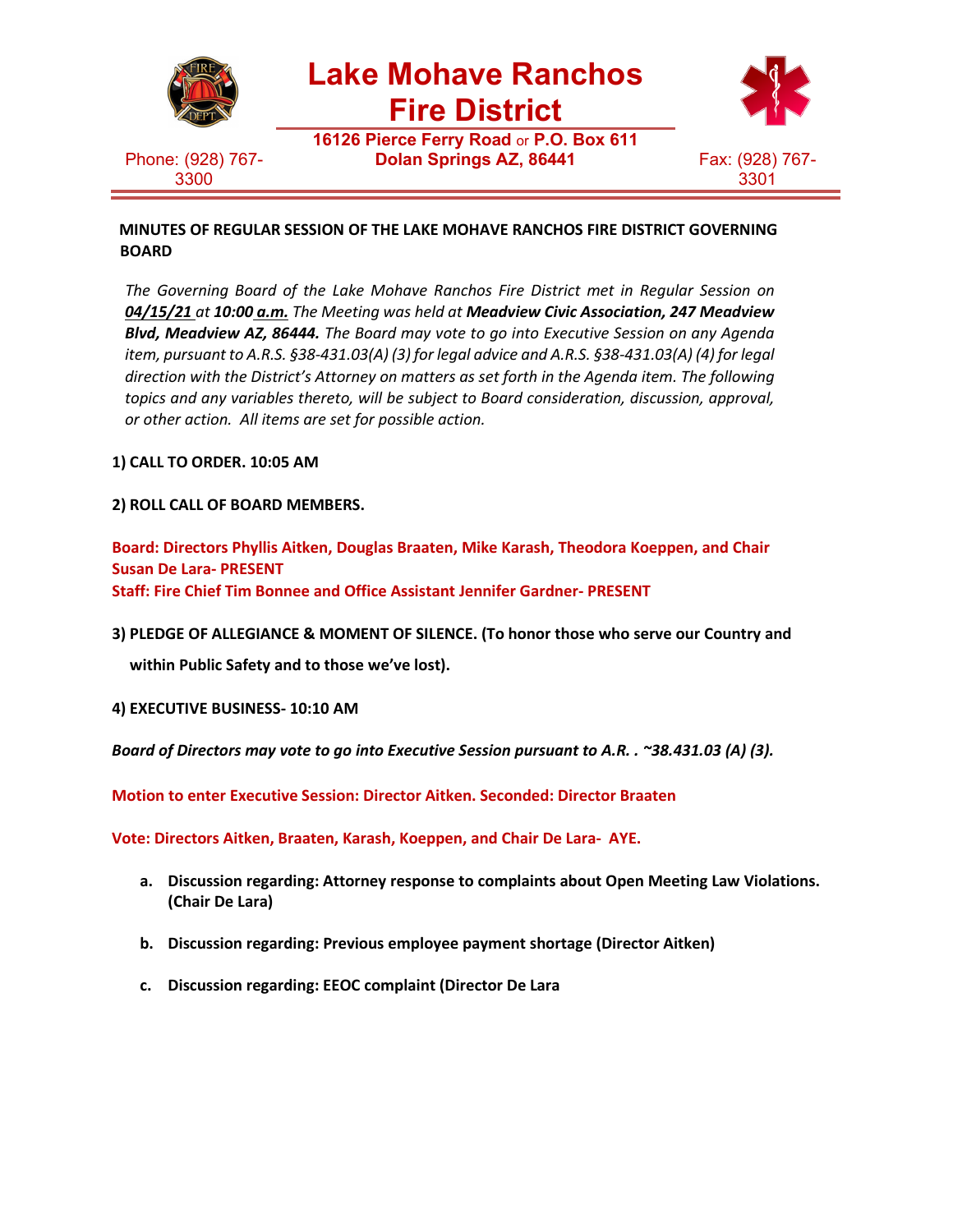# Lake Mohave Ranchos Fire District

**16126 Pierce Ferry Road** or **P.O. Box 611**
**Dolan Springs AZ, 86441**

Phone: (928) 767-3300

Fax: (928) 767-3301

**MINUTES OF REGULAR SESSION OF THE LAKE MOHAVE RANCHOS FIRE DISTRICT GOVERNING BOARD**

*The Governing Board of the Lake Mohave Ranchos Fire District met in Regular Session on **04/15/21** at **10:00 a.m.** The Meeting was held at **Meadview Civic Association, 247 Meadview Blvd, Meadview AZ, 86444.** The Board may vote to go into Executive Session on any Agenda item, pursuant to A.R.S. §38-431.03(A) (3) for legal advice and A.R.S. §38-431.03(A) (4) for legal direction with the District's Attorney on matters as set forth in the Agenda item. The following topics and any variables thereto, will be subject to Board consideration, discussion, approval, or other action. All items are set for possible action.*

**1) CALL TO ORDER. 10:05 AM**

**2) ROLL CALL OF BOARD MEMBERS.**

**Board: Directors Phyllis Aitken, Douglas Braaten, Mike Karash, Theodora Koeppen, and Chair Susan De Lara- PRESENT**
**Staff: Fire Chief Tim Bonnee and Office Assistant Jennifer Gardner- PRESENT**

**3) PLEDGE OF ALLEGIANCE & MOMENT OF SILENCE. (To honor those who serve our Country and within Public Safety and to those we've lost).**

**4) EXECUTIVE BUSINESS- 10:10 AM**

***Board of Directors may vote to go into Executive Session pursuant to A.R. . ~38.431.03 (A) (3).***

**Motion to enter Executive Session: Director Aitken. Seconded: Director Braaten**

**Vote: Directors Aitken, Braaten, Karash, Koeppen, and Chair De Lara- AYE.**

a. **Discussion regarding: Attorney response to complaints about Open Meeting Law Violations. (Chair De Lara)**

b. **Discussion regarding: Previous employee payment shortage (Director Aitken)**

c. **Discussion regarding: EEOC complaint (Director De Lara**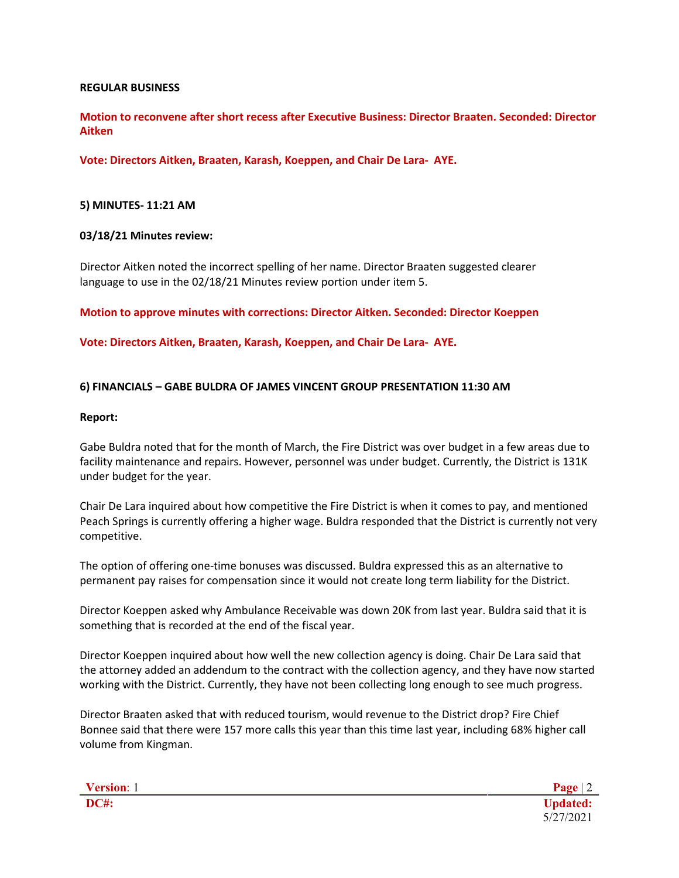**REGULAR BUSINESS**

**Motion to reconvene after short recess after Executive Business: Director Braaten. Seconded: Director Aitken**

**Vote: Directors Aitken, Braaten, Karash, Koeppen, and Chair De Lara- AYE.**

**5) MINUTES- 11:21 AM**

**03/18/21 Minutes review:**

Director Aitken noted the incorrect spelling of her name. Director Braaten suggested clearer language to use in the 02/18/21 Minutes review portion under item 5.

**Motion to approve minutes with corrections: Director Aitken. Seconded: Director Koeppen**

**Vote: Directors Aitken, Braaten, Karash, Koeppen, and Chair De Lara- AYE.**

**6) FINANCIALS – GABE BULDRA OF JAMES VINCENT GROUP PRESENTATION 11:30 AM**

**Report:**

Gabe Buldra noted that for the month of March, the Fire District was over budget in a few areas due to facility maintenance and repairs. However, personnel was under budget. Currently, the District is 131K under budget for the year.

Chair De Lara inquired about how competitive the Fire District is when it comes to pay, and mentioned Peach Springs is currently offering a higher wage. Buldra responded that the District is currently not very competitive.

The option of offering one-time bonuses was discussed. Buldra expressed this as an alternative to permanent pay raises for compensation since it would not create long term liability for the District.

Director Koeppen asked why Ambulance Receivable was down 20K from last year. Buldra said that it is something that is recorded at the end of the fiscal year.

Director Koeppen inquired about how well the new collection agency is doing. Chair De Lara said that the attorney added an addendum to the contract with the collection agency, and they have now started working with the District. Currently, they have not been collecting long enough to see much progress.

Director Braaten asked that with reduced tourism, would revenue to the District drop? Fire Chief Bonnee said that there were 157 more calls this year than this time last year, including 68% higher call volume from Kingman.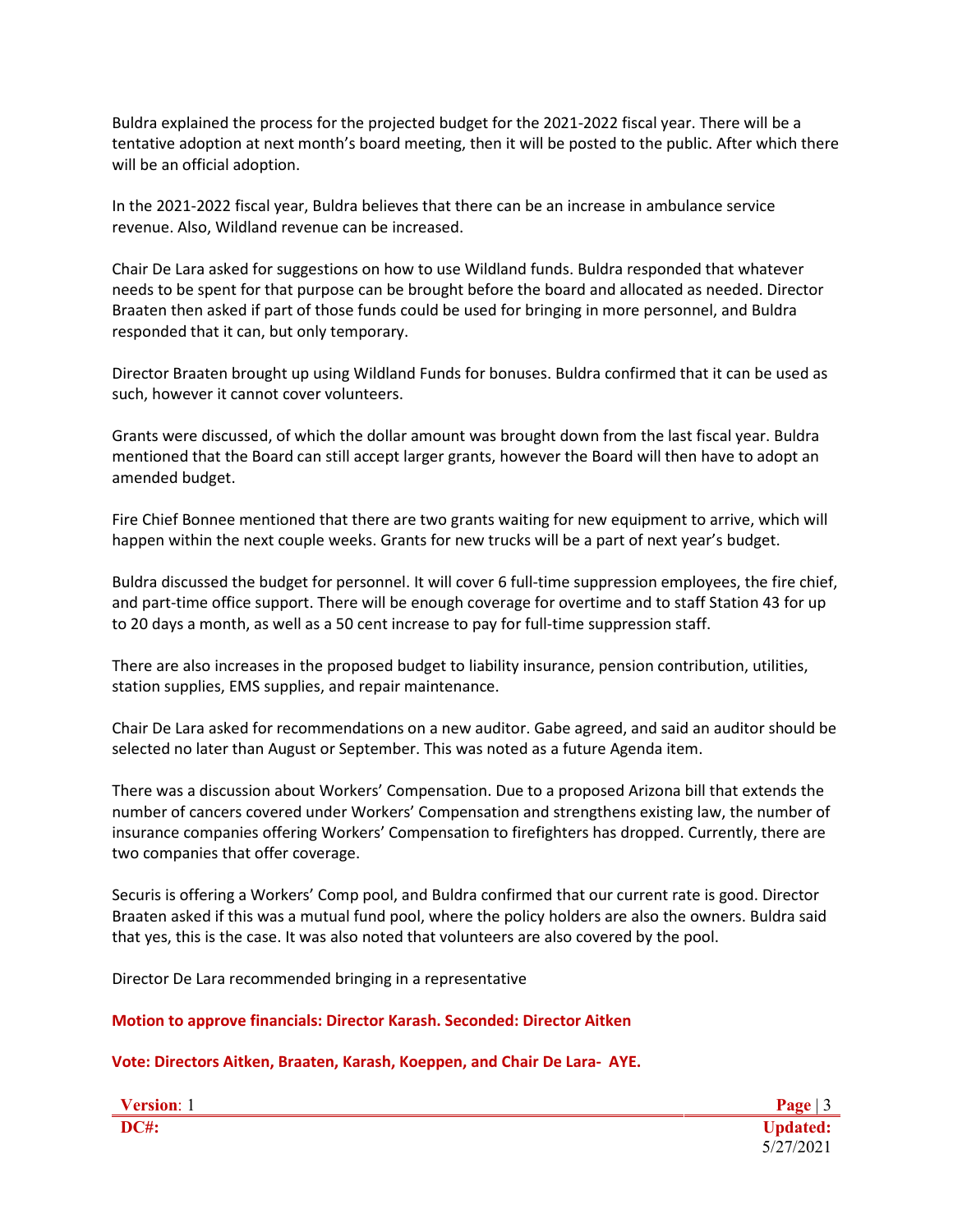Buldra explained the process for the projected budget for the 2021-2022 fiscal year. There will be a tentative adoption at next month's board meeting, then it will be posted to the public. After which there will be an official adoption.

In the 2021-2022 fiscal year, Buldra believes that there can be an increase in ambulance service revenue. Also, Wildland revenue can be increased.

Chair De Lara asked for suggestions on how to use Wildland funds. Buldra responded that whatever needs to be spent for that purpose can be brought before the board and allocated as needed. Director Braaten then asked if part of those funds could be used for bringing in more personnel, and Buldra responded that it can, but only temporary.

Director Braaten brought up using Wildland Funds for bonuses. Buldra confirmed that it can be used as such, however it cannot cover volunteers.

Grants were discussed, of which the dollar amount was brought down from the last fiscal year. Buldra mentioned that the Board can still accept larger grants, however the Board will then have to adopt an amended budget.

Fire Chief Bonnee mentioned that there are two grants waiting for new equipment to arrive, which will happen within the next couple weeks. Grants for new trucks will be a part of next year's budget.

Buldra discussed the budget for personnel. It will cover 6 full-time suppression employees, the fire chief, and part-time office support. There will be enough coverage for overtime and to staff Station 43 for up to 20 days a month, as well as a 50 cent increase to pay for full-time suppression staff.

There are also increases in the proposed budget to liability insurance, pension contribution, utilities, station supplies, EMS supplies, and repair maintenance.

Chair De Lara asked for recommendations on a new auditor. Gabe agreed, and said an auditor should be selected no later than August or September. This was noted as a future Agenda item.

There was a discussion about Workers' Compensation. Due to a proposed Arizona bill that extends the number of cancers covered under Workers' Compensation and strengthens existing law, the number of insurance companies offering Workers' Compensation to firefighters has dropped. Currently, there are two companies that offer coverage.

Securis is offering a Workers' Comp pool, and Buldra confirmed that our current rate is good. Director Braaten asked if this was a mutual fund pool, where the policy holders are also the owners. Buldra said that yes, this is the case. It was also noted that volunteers are also covered by the pool.

Director De Lara recommended bringing in a representative

**Motion to approve financials: Director Karash. Seconded: Director Aitken**

**Vote: Directors Aitken, Braaten, Karash, Koeppen, and Chair De Lara- AYE.**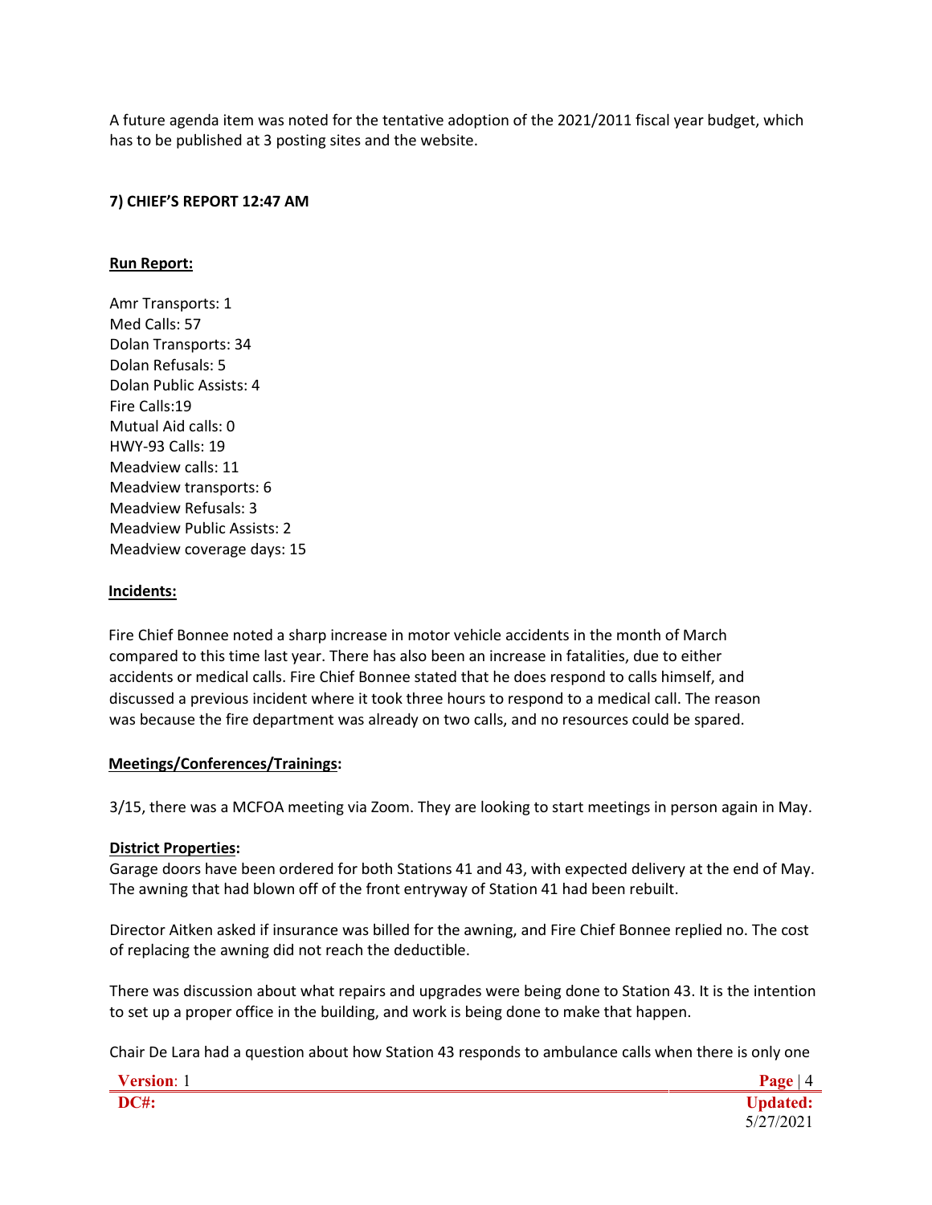A future agenda item was noted for the tentative adoption of the 2021/2011 fiscal year budget, which has to be published at 3 posting sites and the website.

**7) CHIEF'S REPORT 12:47 AM**

**Run Report:**

Amr Transports: 1
Med Calls: 57
Dolan Transports: 34
Dolan Refusals: 5
Dolan Public Assists: 4
Fire Calls:19
Mutual Aid calls: 0
HWY-93 Calls: 19
Meadview calls: 11
Meadview transports: 6
Meadview Refusals: 3
Meadview Public Assists: 2
Meadview coverage days: 15

**Incidents:**

Fire Chief Bonnee noted a sharp increase in motor vehicle accidents in the month of March compared to this time last year. There has also been an increase in fatalities, due to either accidents or medical calls. Fire Chief Bonnee stated that he does respond to calls himself, and discussed a previous incident where it took three hours to respond to a medical call. The reason was because the fire department was already on two calls, and no resources could be spared.

**Meetings/Conferences/Trainings:**

3/15, there was a MCFOA meeting via Zoom. They are looking to start meetings in person again in May.

**District Properties:**

Garage doors have been ordered for both Stations 41 and 43, with expected delivery at the end of May. The awning that had blown off of the front entryway of Station 41 had been rebuilt.

Director Aitken asked if insurance was billed for the awning, and Fire Chief Bonnee replied no. The cost of replacing the awning did not reach the deductible.

There was discussion about what repairs and upgrades were being done to Station 43. It is the intention to set up a proper office in the building, and work is being done to make that happen.

Chair De Lara had a question about how Station 43 responds to ambulance calls when there is only one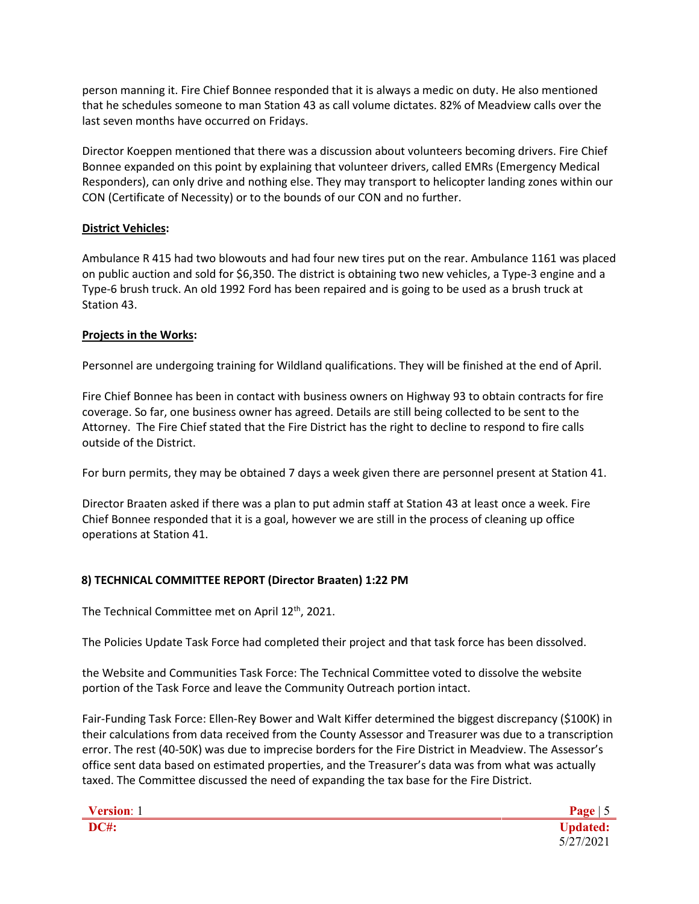person manning it. Fire Chief Bonnee responded that it is always a medic on duty. He also mentioned that he schedules someone to man Station 43 as call volume dictates. 82% of Meadview calls over the last seven months have occurred on Fridays.

Director Koeppen mentioned that there was a discussion about volunteers becoming drivers. Fire Chief Bonnee expanded on this point by explaining that volunteer drivers, called EMRs (Emergency Medical Responders), can only drive and nothing else. They may transport to helicopter landing zones within our CON (Certificate of Necessity) or to the bounds of our CON and no further.

**District Vehicles:**

Ambulance R 415 had two blowouts and had four new tires put on the rear. Ambulance 1161 was placed on public auction and sold for $6,350. The district is obtaining two new vehicles, a Type-3 engine and a Type-6 brush truck. An old 1992 Ford has been repaired and is going to be used as a brush truck at Station 43.

**Projects in the Works:**

Personnel are undergoing training for Wildland qualifications. They will be finished at the end of April.

Fire Chief Bonnee has been in contact with business owners on Highway 93 to obtain contracts for fire coverage. So far, one business owner has agreed. Details are still being collected to be sent to the Attorney. The Fire Chief stated that the Fire District has the right to decline to respond to fire calls outside of the District.

For burn permits, they may be obtained 7 days a week given there are personnel present at Station 41.

Director Braaten asked if there was a plan to put admin staff at Station 43 at least once a week. Fire Chief Bonnee responded that it is a goal, however we are still in the process of cleaning up office operations at Station 41.

**8) TECHNICAL COMMITTEE REPORT (Director Braaten) 1:22 PM**

The Technical Committee met on April 12th, 2021.

The Policies Update Task Force had completed their project and that task force has been dissolved.

the Website and Communities Task Force: The Technical Committee voted to dissolve the website portion of the Task Force and leave the Community Outreach portion intact.

Fair-Funding Task Force: Ellen-Rey Bower and Walt Kiffer determined the biggest discrepancy ($100K) in their calculations from data received from the County Assessor and Treasurer was due to a transcription error. The rest (40-50K) was due to imprecise borders for the Fire District in Meadview. The Assessor's office sent data based on estimated properties, and the Treasurer's data was from what was actually taxed. The Committee discussed the need of expanding the tax base for the Fire District.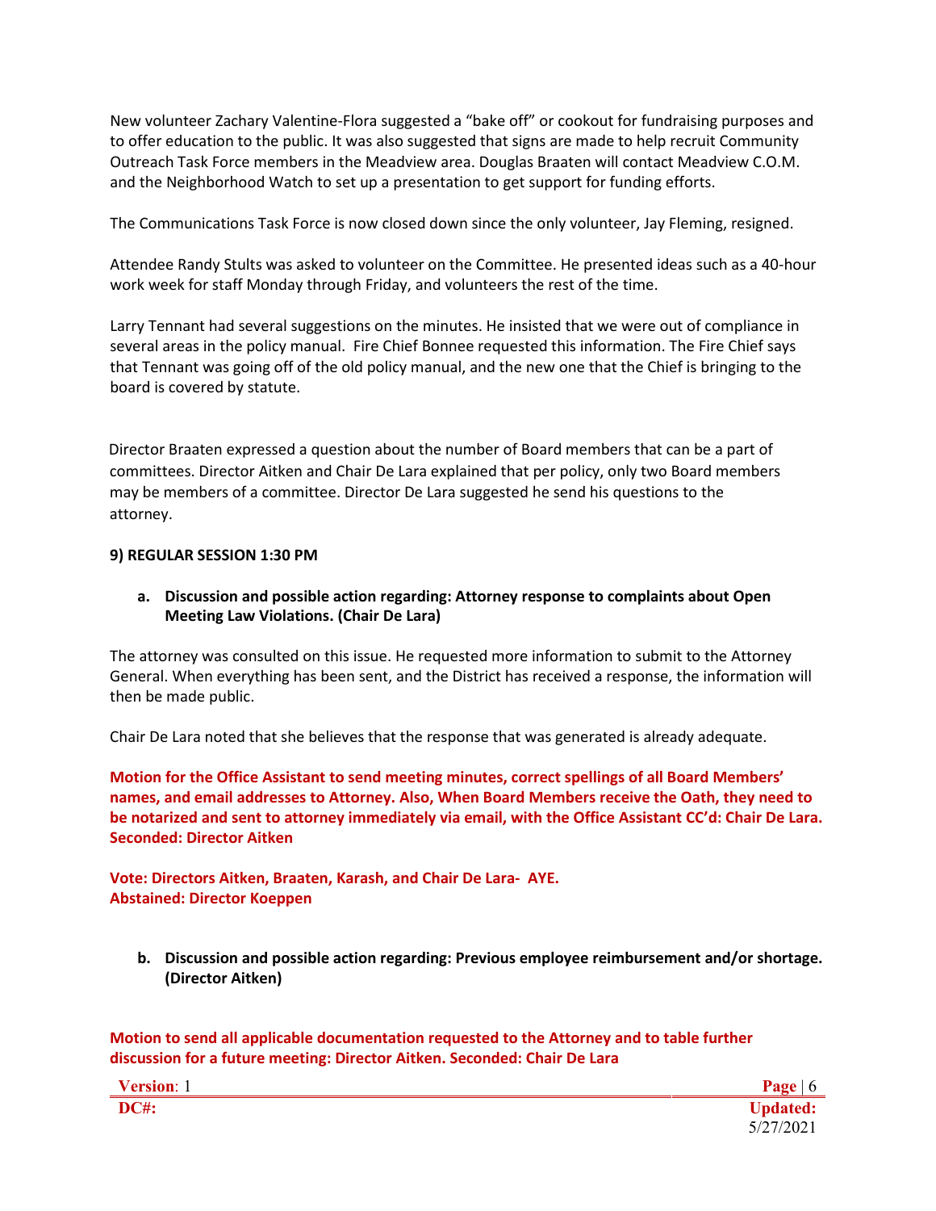New volunteer Zachary Valentine-Flora suggested a "bake off" or cookout for fundraising purposes and to offer education to the public. It was also suggested that signs are made to help recruit Community Outreach Task Force members in the Meadview area. Douglas Braaten will contact Meadview C.O.M. and the Neighborhood Watch to set up a presentation to get support for funding efforts.

The Communications Task Force is now closed down since the only volunteer, Jay Fleming, resigned.

Attendee Randy Stults was asked to volunteer on the Committee. He presented ideas such as a 40-hour work week for staff Monday through Friday, and volunteers the rest of the time.

Larry Tennant had several suggestions on the minutes. He insisted that we were out of compliance in several areas in the policy manual. Fire Chief Bonnee requested this information. The Fire Chief says that Tennant was going off of the old policy manual, and the new one that the Chief is bringing to the board is covered by statute.

Director Braaten expressed a question about the number of Board members that can be a part of committees. Director Aitken and Chair De Lara explained that per policy, only two Board members may be members of a committee. Director De Lara suggested he send his questions to the attorney.

**9) REGULAR SESSION 1:30 PM**

**a. Discussion and possible action regarding: Attorney response to complaints about Open Meeting Law Violations. (Chair De Lara)**

The attorney was consulted on this issue. He requested more information to submit to the Attorney General. When everything has been sent, and the District has received a response, the information will then be made public.

Chair De Lara noted that she believes that the response that was generated is already adequate.

**Motion for the Office Assistant to send meeting minutes, correct spellings of all Board Members' names, and email addresses to Attorney. Also, When Board Members receive the Oath, they need to be notarized and sent to attorney immediately via email, with the Office Assistant CC'd: Chair De Lara. Seconded: Director Aitken**

**Vote: Directors Aitken, Braaten, Karash, and Chair De Lara- AYE.**
**Abstained: Director Koeppen**

**b. Discussion and possible action regarding: Previous employee reimbursement and/or shortage. (Director Aitken)**

**Motion to send all applicable documentation requested to the Attorney and to table further discussion for a future meeting: Director Aitken. Seconded: Chair De Lara**

**Version**: 1
**DC#:**
**Updated:** 5/27/2021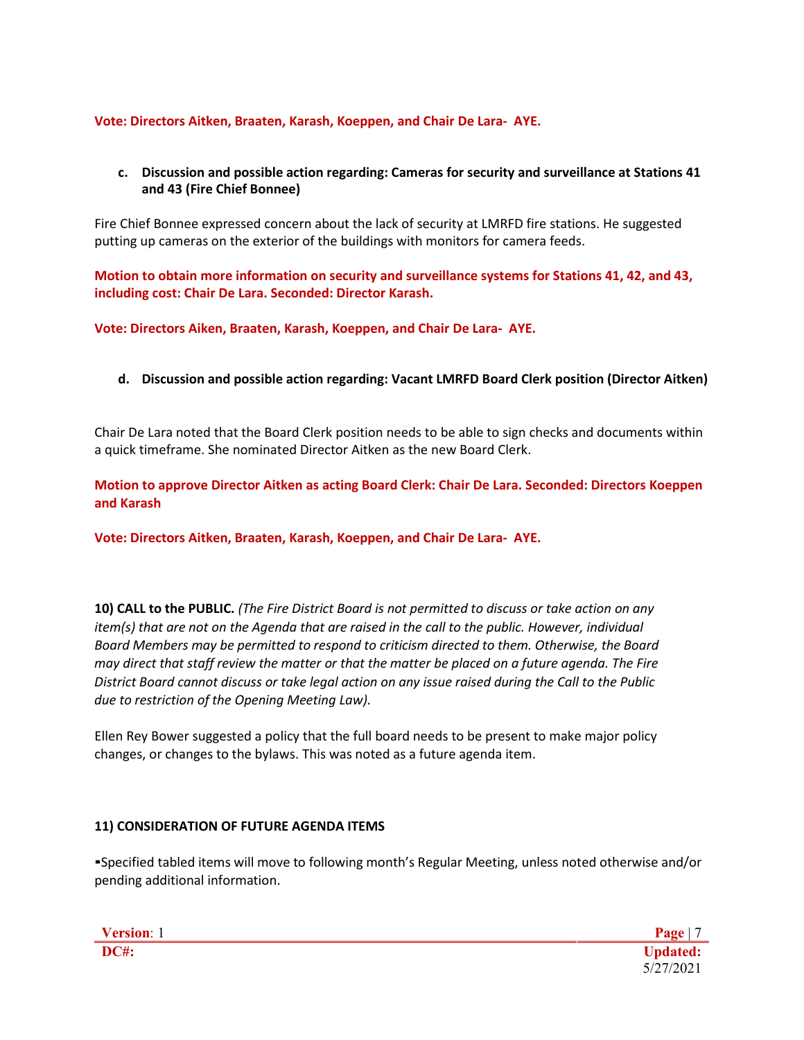**Vote: Directors Aitken, Braaten, Karash, Koeppen, and Chair De Lara- AYE.**

**c. Discussion and possible action regarding: Cameras for security and surveillance at Stations 41 and 43 (Fire Chief Bonnee)**

Fire Chief Bonnee expressed concern about the lack of security at LMRFD fire stations. He suggested putting up cameras on the exterior of the buildings with monitors for camera feeds.

**Motion to obtain more information on security and surveillance systems for Stations 41, 42, and 43, including cost: Chair De Lara. Seconded: Director Karash.**

**Vote: Directors Aiken, Braaten, Karash, Koeppen, and Chair De Lara- AYE.**

**d. Discussion and possible action regarding: Vacant LMRFD Board Clerk position (Director Aitken)**

Chair De Lara noted that the Board Clerk position needs to be able to sign checks and documents within a quick timeframe. She nominated Director Aitken as the new Board Clerk.

**Motion to approve Director Aitken as acting Board Clerk: Chair De Lara. Seconded: Directors Koeppen and Karash**

**Vote: Directors Aitken, Braaten, Karash, Koeppen, and Chair De Lara- AYE.**

**10) CALL to the PUBLIC.** *(The Fire District Board is not permitted to discuss or take action on any item(s) that are not on the Agenda that are raised in the call to the public. However, individual Board Members may be permitted to respond to criticism directed to them. Otherwise, the Board may direct that staff review the matter or that the matter be placed on a future agenda. The Fire District Board cannot discuss or take legal action on any issue raised during the Call to the Public due to restriction of the Opening Meeting Law).*

Ellen Rey Bower suggested a policy that the full board needs to be present to make major policy changes, or changes to the bylaws. This was noted as a future agenda item.

**11) CONSIDERATION OF FUTURE AGENDA ITEMS**

▪Specified tabled items will move to following month's Regular Meeting, unless noted otherwise and/or pending additional information.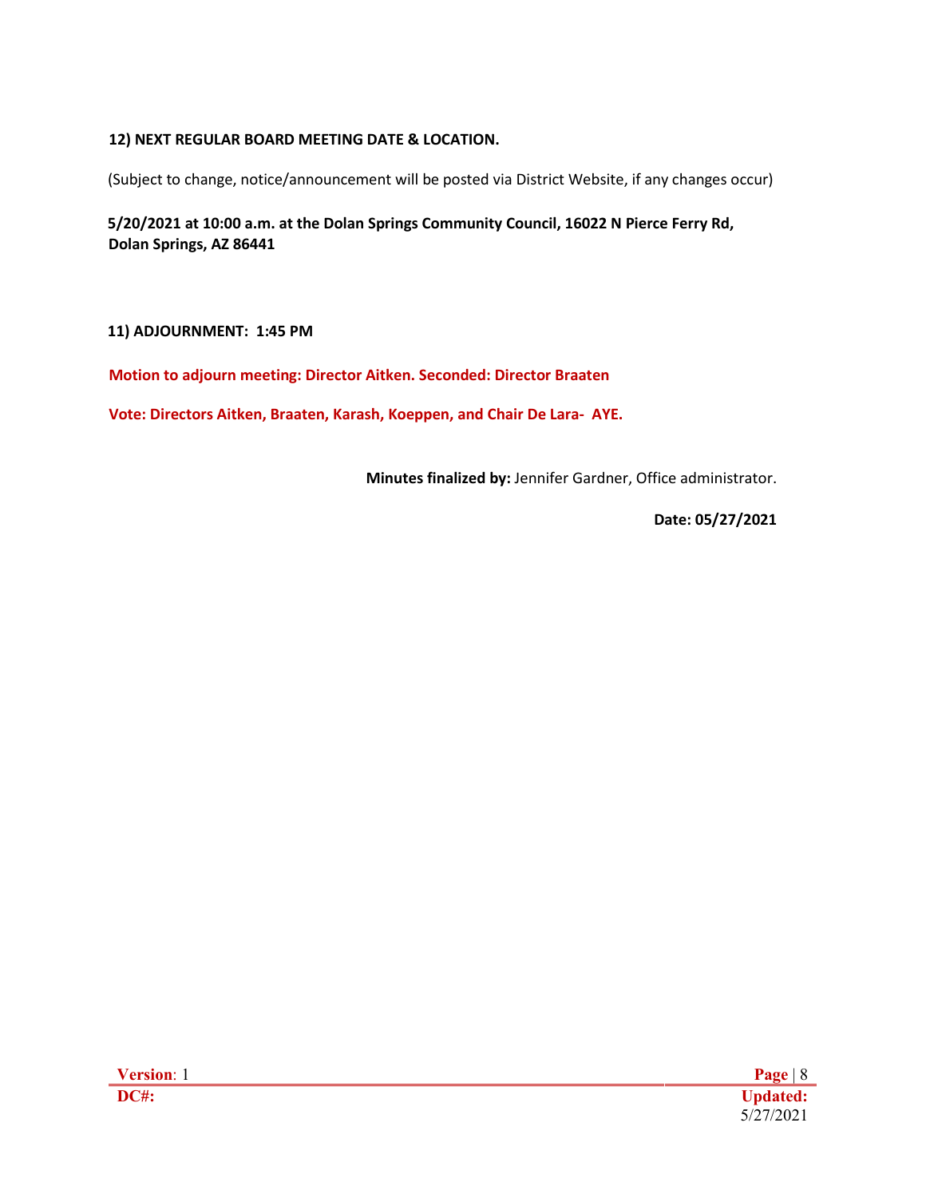**12) NEXT REGULAR BOARD MEETING DATE & LOCATION.**

(Subject to change, notice/announcement will be posted via District Website, if any changes occur)

**5/20/2021 at 10:00 a.m. at the Dolan Springs Community Council, 16022 N Pierce Ferry Rd, Dolan Springs, AZ 86441**

**11) ADJOURNMENT: 1:45 PM**

**Motion to adjourn meeting: Director Aitken. Seconded: Director Braaten**

**Vote: Directors Aitken, Braaten, Karash, Koeppen, and Chair De Lara- AYE.**

**Minutes finalized by:** Jennifer Gardner, Office administrator.

**Date: 05/27/2021**